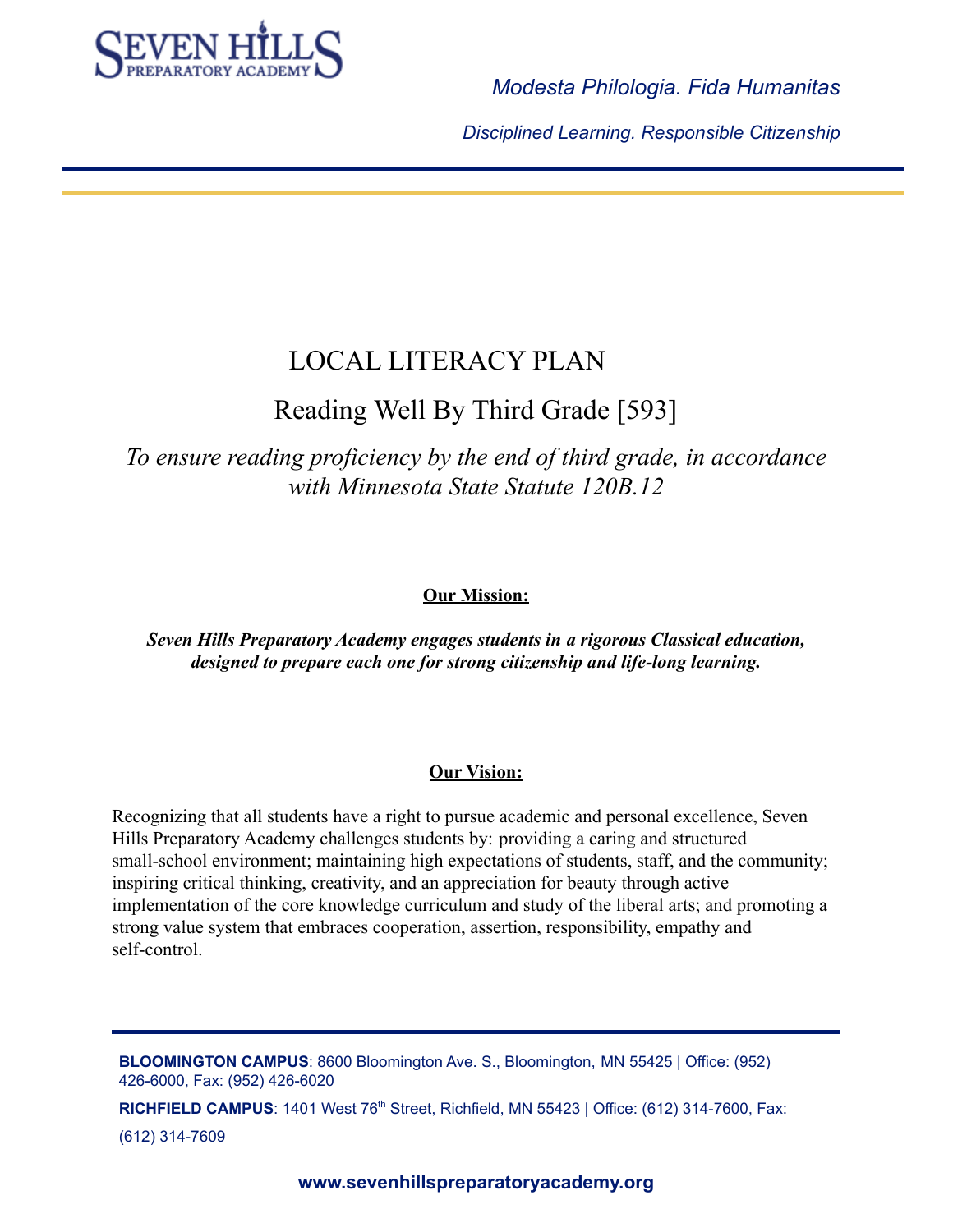SEVEN HILLS PREPARATORY ACADEMY

*Modesta Philologia. Fida Humanitas*

*Disciplined Learning. Responsible Citizenship*

# LOCAL LITERACY PLAN

## Reading Well By Third Grade [593]

*To ensure reading proficiency by the end of third grade, in accordance with Minnesota State Statute 120B.12*

**Our Mission:**

***Seven Hills Preparatory Academy engages students in a rigorous Classical education, designed to prepare each one for strong citizenship and life-long learning.***

**Our Vision:**

Recognizing that all students have a right to pursue academic and personal excellence, Seven Hills Preparatory Academy challenges students by: providing a caring and structured small-school environment; maintaining high expectations of students, staff, and the community; inspiring critical thinking, creativity, and an appreciation for beauty through active implementation of the core knowledge curriculum and study of the liberal arts; and promoting a strong value system that embraces cooperation, assertion, responsibility, empathy and self-control.

**BLOOMINGTON CAMPUS**: 8600 Bloomington Ave. S., Bloomington, MN 55425 | Office: (952) 426-6000, Fax: (952) 426-6020

**RICHFIELD CAMPUS**: 1401 West 76th Street, Richfield, MN 55423 | Office: (612) 314-7600, Fax: (612) 314-7609

**www.sevenhillspreparatoryacademy.org**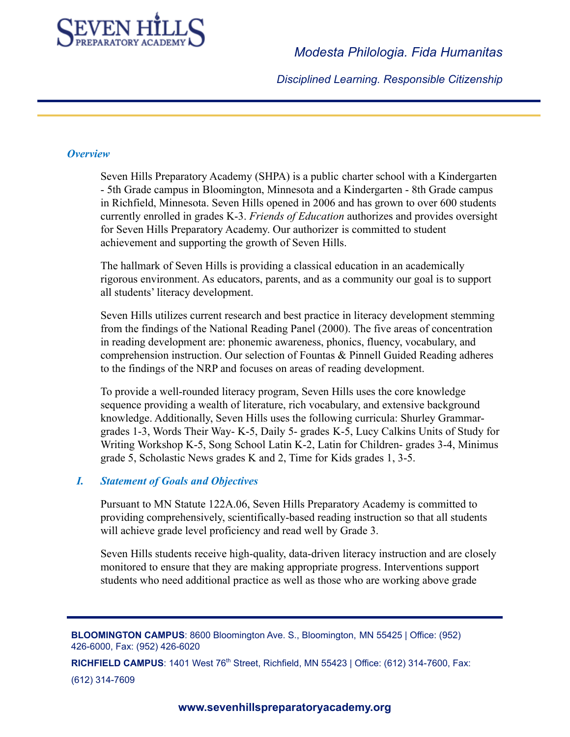*Modesta Philologia. Fida Humanitas*

*Disciplined Learning. Responsible Citizenship*

### *Overview*

Seven Hills Preparatory Academy (SHPA) is a public charter school with a Kindergarten - 5th Grade campus in Bloomington, Minnesota and a Kindergarten - 8th Grade campus in Richfield, Minnesota. Seven Hills opened in 2006 and has grown to over 600 students currently enrolled in grades K-3. *Friends of Education* authorizes and provides oversight for Seven Hills Preparatory Academy. Our authorizer is committed to student achievement and supporting the growth of Seven Hills.

The hallmark of Seven Hills is providing a classical education in an academically rigorous environment. As educators, parents, and as a community our goal is to support all students' literacy development.

Seven Hills utilizes current research and best practice in literacy development stemming from the findings of the National Reading Panel (2000). The five areas of concentration in reading development are: phonemic awareness, phonics, fluency, vocabulary, and comprehension instruction. Our selection of Fountas & Pinnell Guided Reading adheres to the findings of the NRP and focuses on areas of reading development.

To provide a well-rounded literacy program, Seven Hills uses the core knowledge sequence providing a wealth of literature, rich vocabulary, and extensive background knowledge. Additionally, Seven Hills uses the following curricula: Shurley Grammar- grades 1-3, Words Their Way- K-5, Daily 5- grades K-5, Lucy Calkins Units of Study for Writing Workshop K-5, Song School Latin K-2, Latin for Children- grades 3-4, Minimus grade 5, Scholastic News grades K and 2, Time for Kids grades 1, 3-5.

### *I. Statement of Goals and Objectives*

Pursuant to MN Statute 122A.06, Seven Hills Preparatory Academy is committed to providing comprehensively, scientifically-based reading instruction so that all students will achieve grade level proficiency and read well by Grade 3.

Seven Hills students receive high-quality, data-driven literacy instruction and are closely monitored to ensure that they are making appropriate progress. Interventions support students who need additional practice as well as those who are working above grade

**BLOOMINGTON CAMPUS**: 8600 Bloomington Ave. S., Bloomington, MN 55425 | Office: (952) 426-6000, Fax: (952) 426-6020

**RICHFIELD CAMPUS**: 1401 West 76th Street, Richfield, MN 55423 | Office: (612) 314-7600, Fax: (612) 314-7609

**www.sevenhillspreparatoryacademy.org**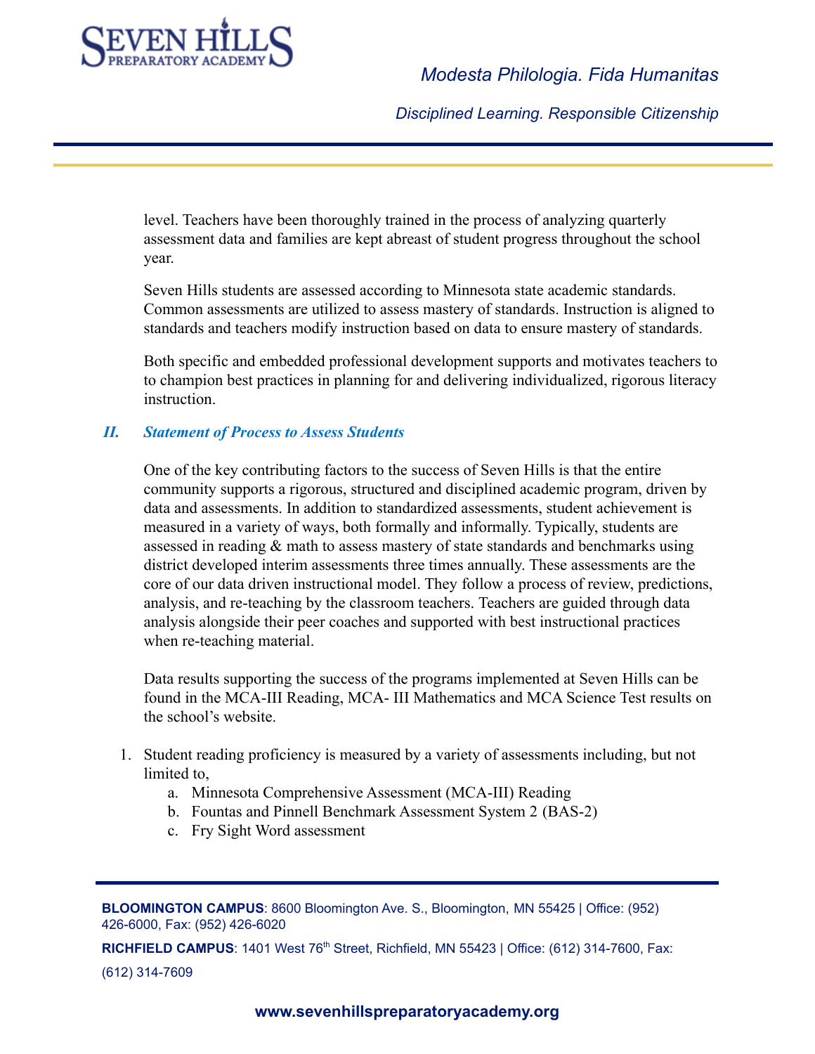level. Teachers have been thoroughly trained in the process of analyzing quarterly assessment data and families are kept abreast of student progress throughout the school year.

Seven Hills students are assessed according to Minnesota state academic standards. Common assessments are utilized to assess mastery of standards. Instruction is aligned to standards and teachers modify instruction based on data to ensure mastery of standards.

Both specific and embedded professional development supports and motivates teachers to to champion best practices in planning for and delivering individualized, rigorous literacy instruction.

### *II. Statement of Process to Assess Students*

One of the key contributing factors to the success of Seven Hills is that the entire community supports a rigorous, structured and disciplined academic program, driven by data and assessments. In addition to standardized assessments, student achievement is measured in a variety of ways, both formally and informally. Typically, students are assessed in reading & math to assess mastery of state standards and benchmarks using district developed interim assessments three times annually. These assessments are the core of our data driven instructional model. They follow a process of review, predictions, analysis, and re-teaching by the classroom teachers. Teachers are guided through data analysis alongside their peer coaches and supported with best instructional practices when re-teaching material.

Data results supporting the success of the programs implemented at Seven Hills can be found in the MCA-III Reading, MCA- III Mathematics and MCA Science Test results on the school's website.

1. Student reading proficiency is measured by a variety of assessments including, but not limited to,
    a. Minnesota Comprehensive Assessment (MCA-III) Reading
    b. Fountas and Pinnell Benchmark Assessment System 2 (BAS-2)
    c. Fry Sight Word assessment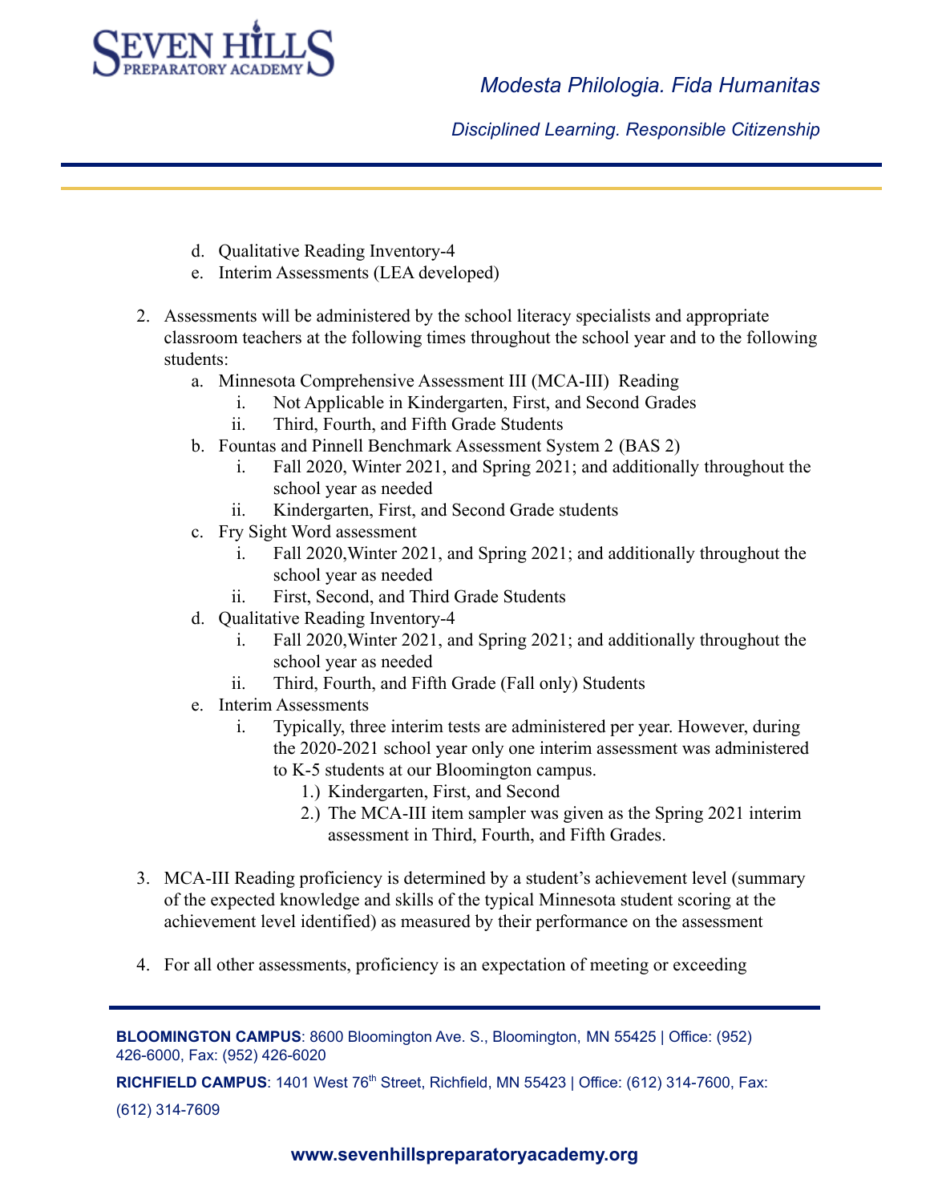d. Qualitative Reading Inventory-4
e. Interim Assessments (LEA developed)

2. Assessments will be administered by the school literacy specialists and appropriate classroom teachers at the following times throughout the school year and to the following students:
   a. Minnesota Comprehensive Assessment III (MCA-III) Reading
      i. Not Applicable in Kindergarten, First, and Second Grades
      ii. Third, Fourth, and Fifth Grade Students
   b. Fountas and Pinnell Benchmark Assessment System 2 (BAS 2)
      i. Fall 2020, Winter 2021, and Spring 2021; and additionally throughout the school year as needed
      ii. Kindergarten, First, and Second Grade students
   c. Fry Sight Word assessment
      i. Fall 2020,Winter 2021, and Spring 2021; and additionally throughout the school year as needed
      ii. First, Second, and Third Grade Students
   d. Qualitative Reading Inventory-4
      i. Fall 2020,Winter 2021, and Spring 2021; and additionally throughout the school year as needed
      ii. Third, Fourth, and Fifth Grade (Fall only) Students
   e. Interim Assessments
      i. Typically, three interim tests are administered per year. However, during the 2020-2021 school year only one interim assessment was administered to K-5 students at our Bloomington campus.
         1.) Kindergarten, First, and Second
         2.) The MCA-III item sampler was given as the Spring 2021 interim assessment in Third, Fourth, and Fifth Grades.

3. MCA-III Reading proficiency is determined by a student's achievement level (summary of the expected knowledge and skills of the typical Minnesota student scoring at the achievement level identified) as measured by their performance on the assessment

4. For all other assessments, proficiency is an expectation of meeting or exceeding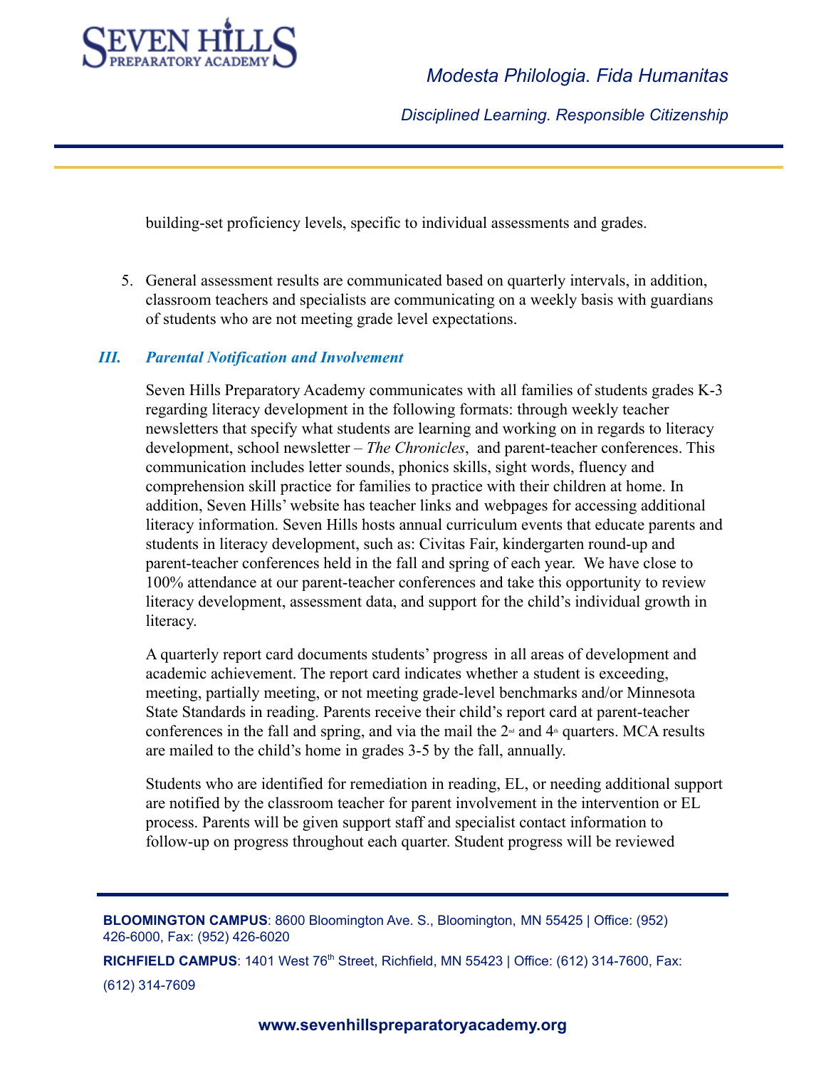building-set proficiency levels, specific to individual assessments and grades.

5. General assessment results are communicated based on quarterly intervals, in addition, classroom teachers and specialists are communicating on a weekly basis with guardians of students who are not meeting grade level expectations.

### *III. Parental Notification and Involvement*

Seven Hills Preparatory Academy communicates with all families of students grades K-3 regarding literacy development in the following formats: through weekly teacher newsletters that specify what students are learning and working on in regards to literacy development, school newsletter – *The Chronicles*, and parent-teacher conferences. This communication includes letter sounds, phonics skills, sight words, fluency and comprehension skill practice for families to practice with their children at home. In addition, Seven Hills' website has teacher links and webpages for accessing additional literacy information. Seven Hills hosts annual curriculum events that educate parents and students in literacy development, such as: Civitas Fair, kindergarten round-up and parent-teacher conferences held in the fall and spring of each year. We have close to 100% attendance at our parent-teacher conferences and take this opportunity to review literacy development, assessment data, and support for the child's individual growth in literacy.

A quarterly report card documents students' progress in all areas of development and academic achievement. The report card indicates whether a student is exceeding, meeting, partially meeting, or not meeting grade-level benchmarks and/or Minnesota State Standards in reading. Parents receive their child's report card at parent-teacher conferences in the fall and spring, and via the mail the 2nd and 4th quarters. MCA results are mailed to the child's home in grades 3-5 by the fall, annually.

Students who are identified for remediation in reading, EL, or needing additional support are notified by the classroom teacher for parent involvement in the intervention or EL process. Parents will be given support staff and specialist contact information to follow-up on progress throughout each quarter. Student progress will be reviewed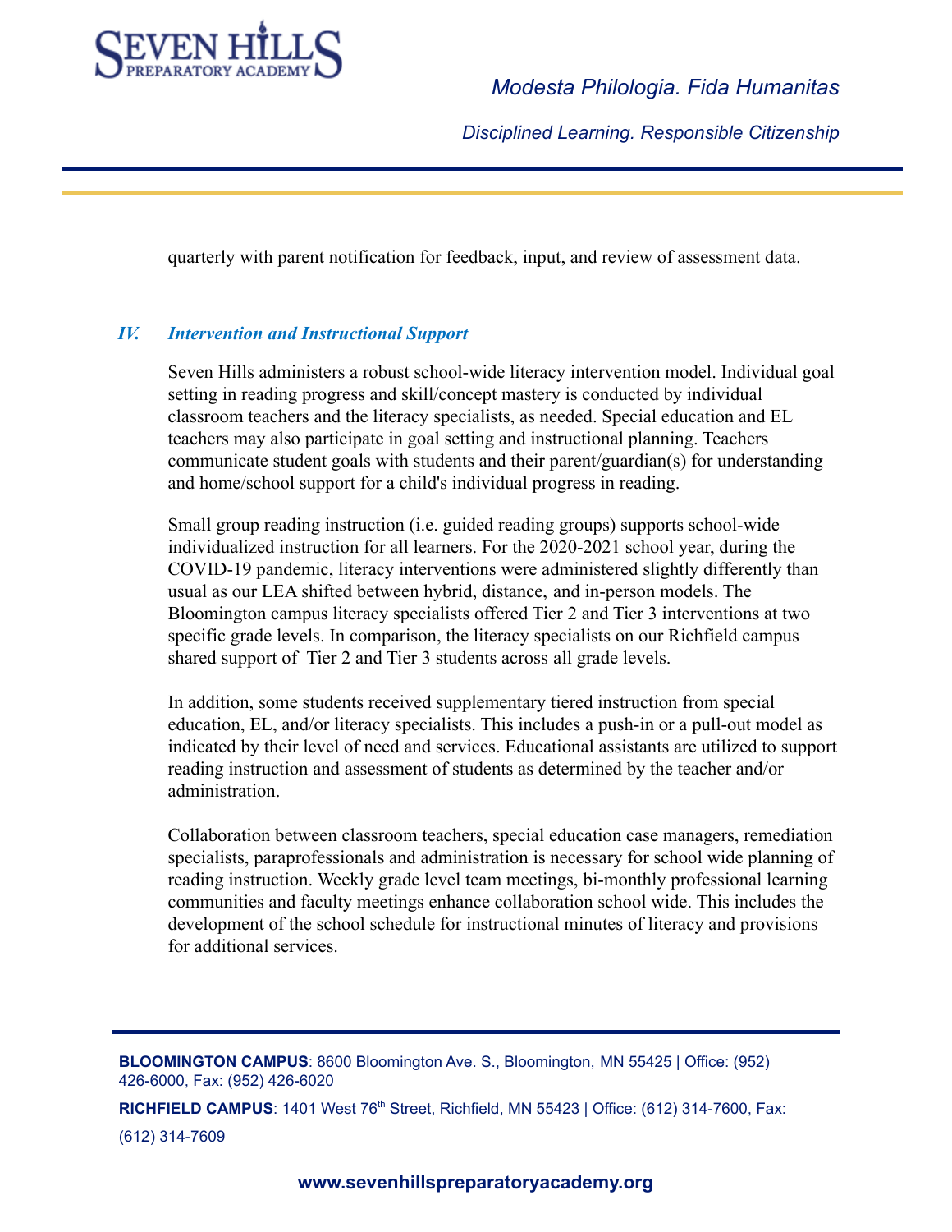quarterly with parent notification for feedback, input, and review of assessment data.

## *IV. Intervention and Instructional Support*

Seven Hills administers a robust school-wide literacy intervention model. Individual goal setting in reading progress and skill/concept mastery is conducted by individual classroom teachers and the literacy specialists, as needed. Special education and EL teachers may also participate in goal setting and instructional planning. Teachers communicate student goals with students and their parent/guardian(s) for understanding and home/school support for a child's individual progress in reading.

Small group reading instruction (i.e. guided reading groups) supports school-wide individualized instruction for all learners. For the 2020-2021 school year, during the COVID-19 pandemic, literacy interventions were administered slightly differently than usual as our LEA shifted between hybrid, distance, and in-person models. The Bloomington campus literacy specialists offered Tier 2 and Tier 3 interventions at two specific grade levels. In comparison, the literacy specialists on our Richfield campus shared support of Tier 2 and Tier 3 students across all grade levels.

In addition, some students received supplementary tiered instruction from special education, EL, and/or literacy specialists. This includes a push-in or a pull-out model as indicated by their level of need and services. Educational assistants are utilized to support reading instruction and assessment of students as determined by the teacher and/or administration.

Collaboration between classroom teachers, special education case managers, remediation specialists, paraprofessionals and administration is necessary for school wide planning of reading instruction. Weekly grade level team meetings, bi-monthly professional learning communities and faculty meetings enhance collaboration school wide. This includes the development of the school schedule for instructional minutes of literacy and provisions for additional services.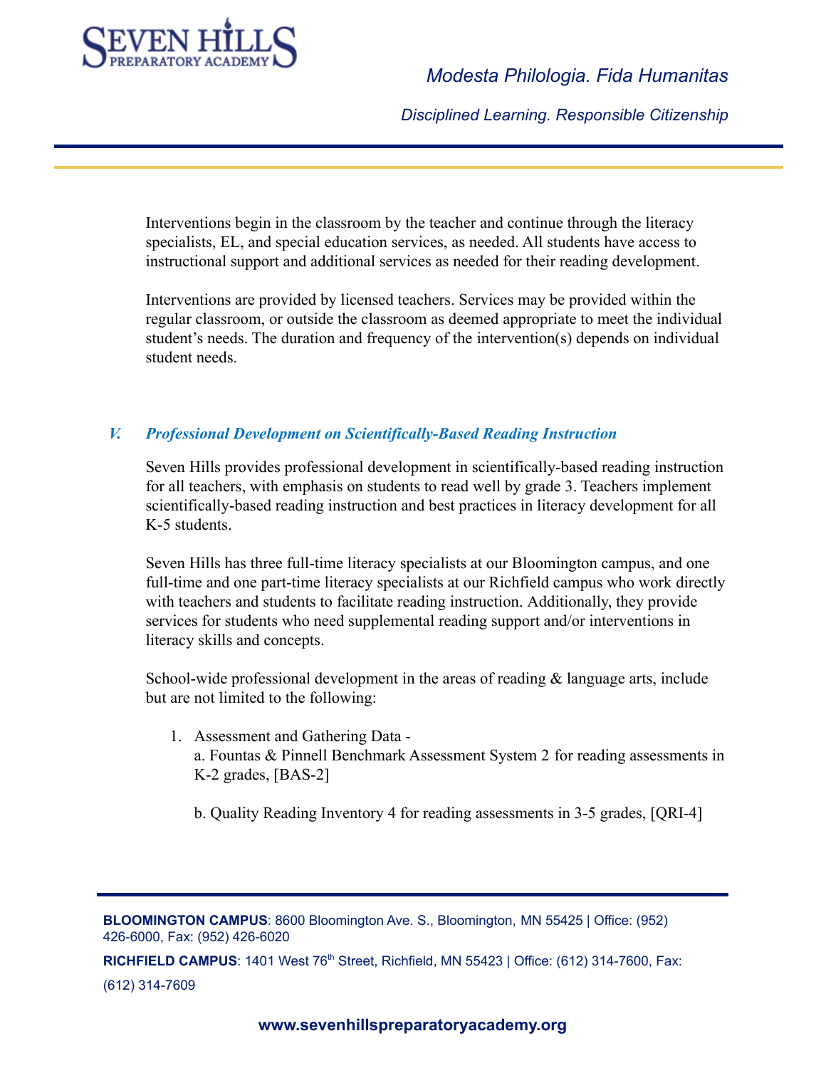Interventions begin in the classroom by the teacher and continue through the literacy specialists, EL, and special education services, as needed. All students have access to instructional support and additional services as needed for their reading development.

Interventions are provided by licensed teachers. Services may be provided within the regular classroom, or outside the classroom as deemed appropriate to meet the individual student's needs. The duration and frequency of the intervention(s) depends on individual student needs.

## *V. Professional Development on Scientifically-Based Reading Instruction*

Seven Hills provides professional development in scientifically-based reading instruction for all teachers, with emphasis on students to read well by grade 3. Teachers implement scientifically-based reading instruction and best practices in literacy development for all K-5 students.

Seven Hills has three full-time literacy specialists at our Bloomington campus, and one full-time and one part-time literacy specialists at our Richfield campus who work directly with teachers and students to facilitate reading instruction. Additionally, they provide services for students who need supplemental reading support and/or interventions in literacy skills and concepts.

School-wide professional development in the areas of reading & language arts, include but are not limited to the following:

1. Assessment and Gathering Data -
   a. Fountas & Pinnell Benchmark Assessment System 2 for reading assessments in K-2 grades, [BAS-2]

   b. Quality Reading Inventory 4 for reading assessments in 3-5 grades, [QRI-4]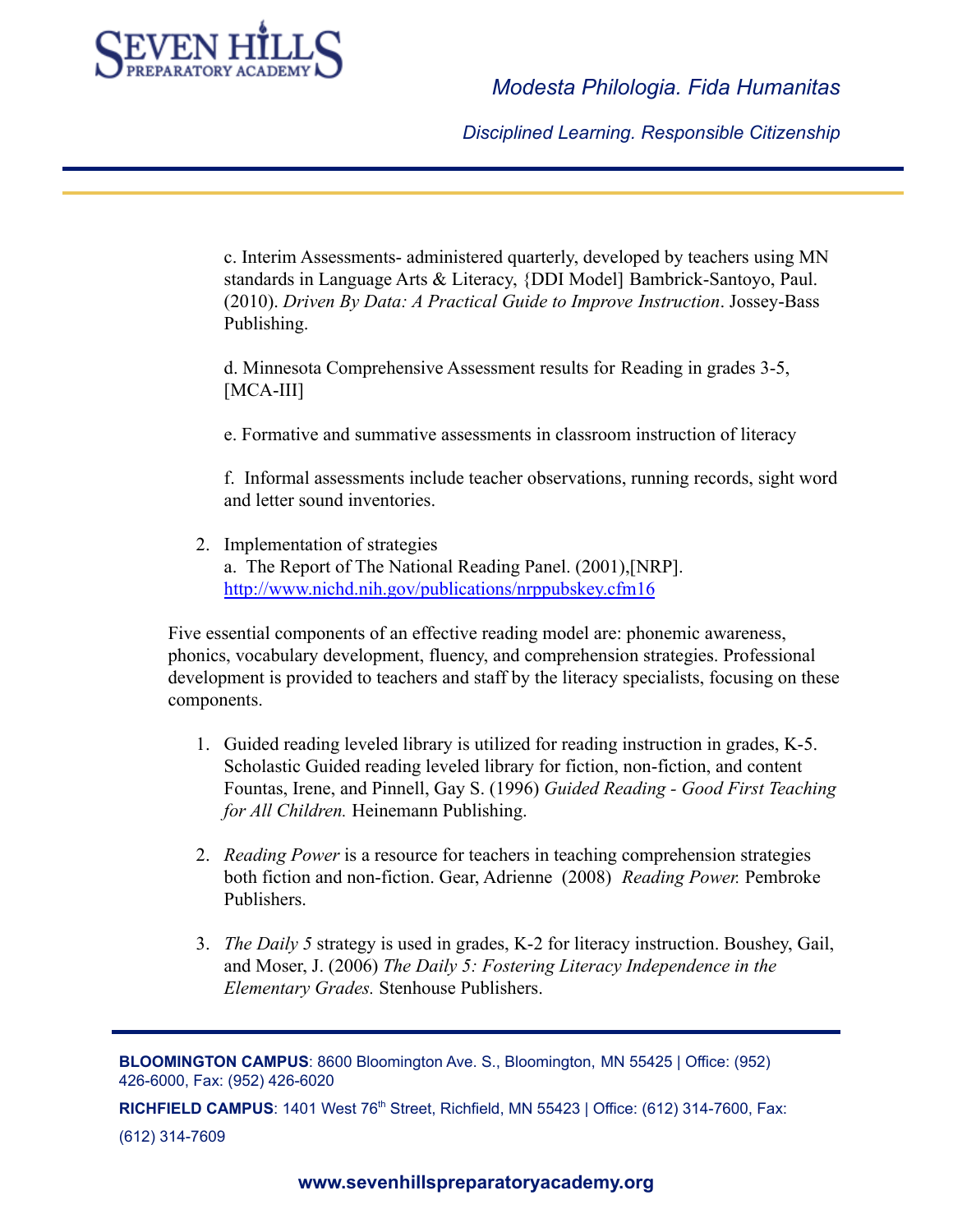c. Interim Assessments- administered quarterly, developed by teachers using MN standards in Language Arts & Literacy, {DDI Model] Bambrick-Santoyo, Paul. (2010). *Driven By Data: A Practical Guide to Improve Instruction*. Jossey-Bass Publishing.

d. Minnesota Comprehensive Assessment results for Reading in grades 3-5, [MCA-III]

e. Formative and summative assessments in classroom instruction of literacy

f. Informal assessments include teacher observations, running records, sight word and letter sound inventories.

2. Implementation of strategies
   a. The Report of The National Reading Panel. (2001),[NRP]. http://www.nichd.nih.gov/publications/nrppubskey.cfm16

Five essential components of an effective reading model are: phonemic awareness, phonics, vocabulary development, fluency, and comprehension strategies. Professional development is provided to teachers and staff by the literacy specialists, focusing on these components.

1. Guided reading leveled library is utilized for reading instruction in grades, K-5. Scholastic Guided reading leveled library for fiction, non-fiction, and content Fountas, Irene, and Pinnell, Gay S. (1996) *Guided Reading - Good First Teaching for All Children.* Heinemann Publishing.

2. *Reading Power* is a resource for teachers in teaching comprehension strategies both fiction and non-fiction. Gear, Adrienne (2008) *Reading Power.* Pembroke Publishers.

3. *The Daily 5* strategy is used in grades, K-2 for literacy instruction. Boushey, Gail, and Moser, J. (2006) *The Daily 5: Fostering Literacy Independence in the Elementary Grades.* Stenhouse Publishers.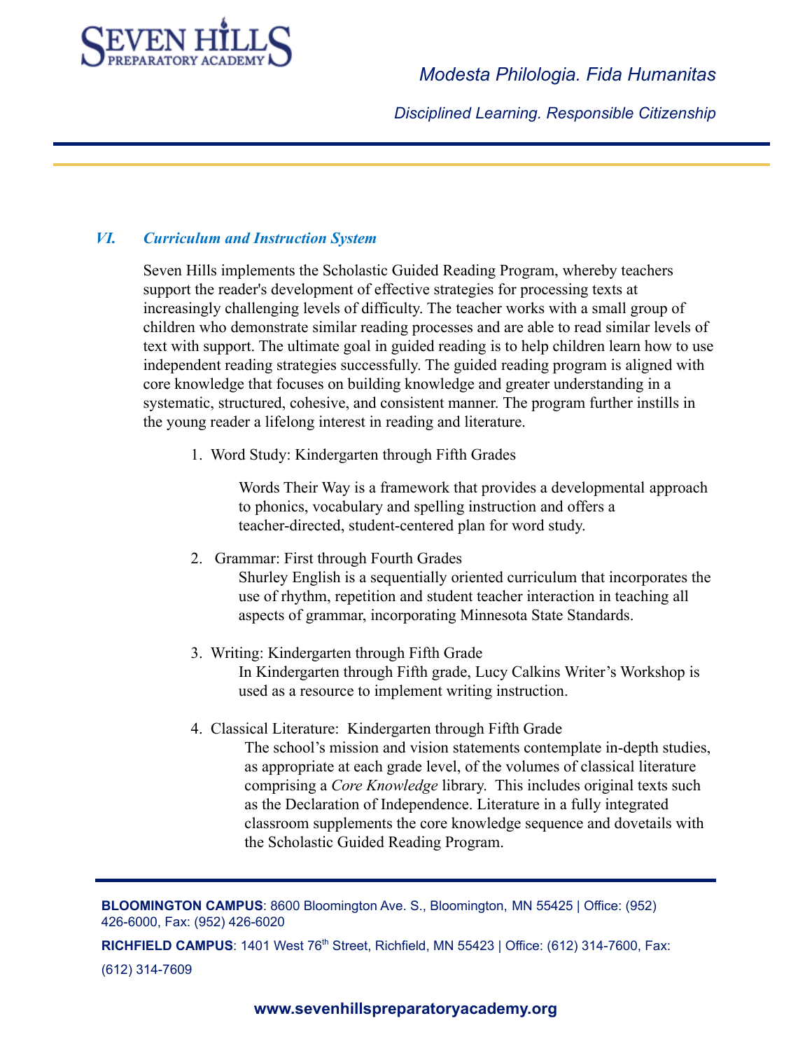## *VI. Curriculum and Instruction System*

Seven Hills implements the Scholastic Guided Reading Program, whereby teachers support the reader's development of effective strategies for processing texts at increasingly challenging levels of difficulty. The teacher works with a small group of children who demonstrate similar reading processes and are able to read similar levels of text with support. The ultimate goal in guided reading is to help children learn how to use independent reading strategies successfully. The guided reading program is aligned with core knowledge that focuses on building knowledge and greater understanding in a systematic, structured, cohesive, and consistent manner. The program further instills in the young reader a lifelong interest in reading and literature.

1. Word Study: Kindergarten through Fifth Grades

   Words Their Way is a framework that provides a developmental approach to phonics, vocabulary and spelling instruction and offers a teacher-directed, student-centered plan for word study.

2. Grammar: First through Fourth Grades

   Shurley English is a sequentially oriented curriculum that incorporates the use of rhythm, repetition and student teacher interaction in teaching all aspects of grammar, incorporating Minnesota State Standards.

3. Writing: Kindergarten through Fifth Grade

   In Kindergarten through Fifth grade, Lucy Calkins Writer's Workshop is used as a resource to implement writing instruction.

4. Classical Literature: Kindergarten through Fifth Grade

   The school's mission and vision statements contemplate in-depth studies, as appropriate at each grade level, of the volumes of classical literature comprising a *Core Knowledge* library. This includes original texts such as the Declaration of Independence. Literature in a fully integrated classroom supplements the core knowledge sequence and dovetails with the Scholastic Guided Reading Program.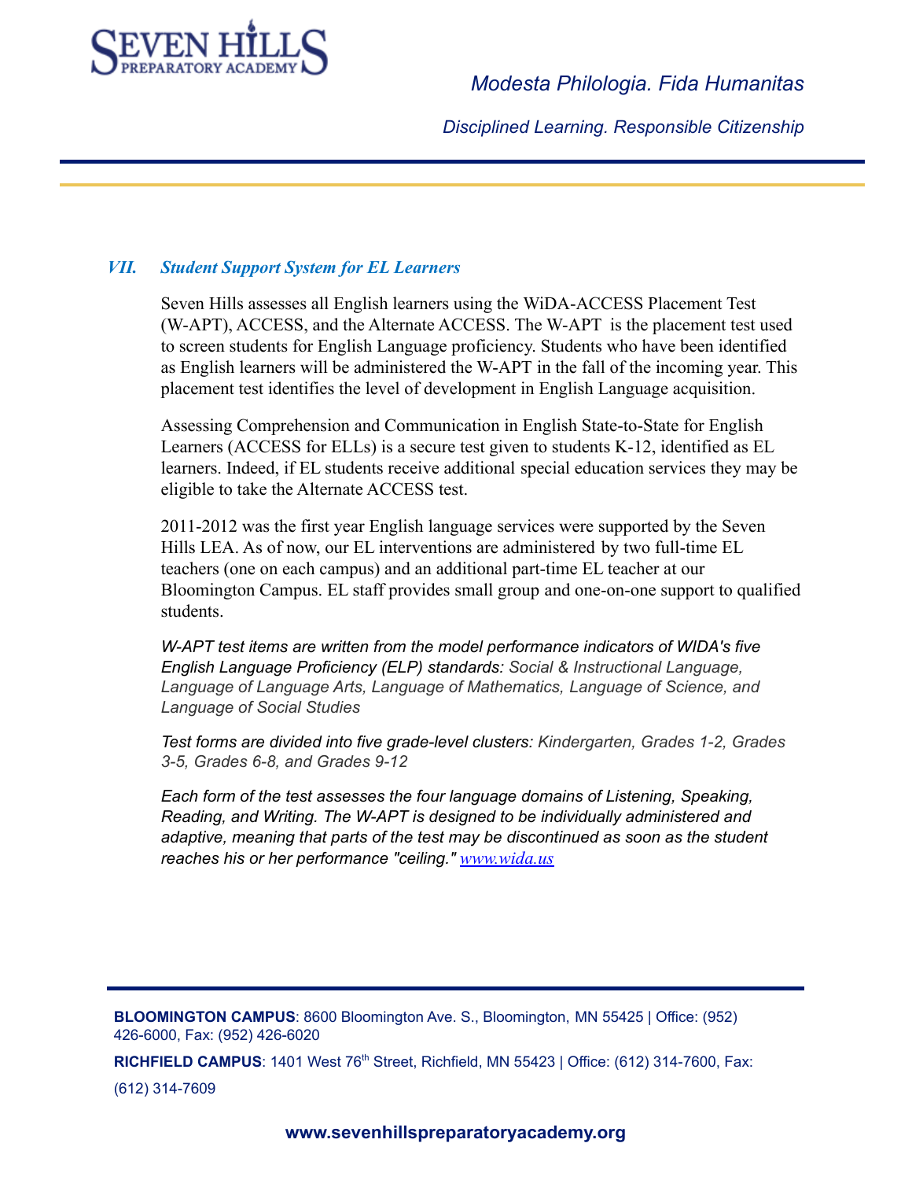## *VII. Student Support System for EL Learners*

Seven Hills assesses all English learners using the WiDA-ACCESS Placement Test (W-APT), ACCESS, and the Alternate ACCESS. The W-APT is the placement test used to screen students for English Language proficiency. Students who have been identified as English learners will be administered the W-APT in the fall of the incoming year. This placement test identifies the level of development in English Language acquisition.

Assessing Comprehension and Communication in English State-to-State for English Learners (ACCESS for ELLs) is a secure test given to students K-12, identified as EL learners. Indeed, if EL students receive additional special education services they may be eligible to take the Alternate ACCESS test.

2011-2012 was the first year English language services were supported by the Seven Hills LEA. As of now, our EL interventions are administered by two full-time EL teachers (one on each campus) and an additional part-time EL teacher at our Bloomington Campus. EL staff provides small group and one-on-one support to qualified students.

*W-APT test items are written from the model performance indicators of WIDA's five English Language Proficiency (ELP) standards: Social & Instructional Language, Language of Language Arts, Language of Mathematics, Language of Science, and Language of Social Studies*

*Test forms are divided into five grade-level clusters: Kindergarten, Grades 1-2, Grades 3-5, Grades 6-8, and Grades 9-12*

*Each form of the test assesses the four language domains of Listening, Speaking, Reading, and Writing. The W-APT is designed to be individually administered and adaptive, meaning that parts of the test may be discontinued as soon as the student reaches his or her performance "ceiling." [www.wida.us](www.wida.us)*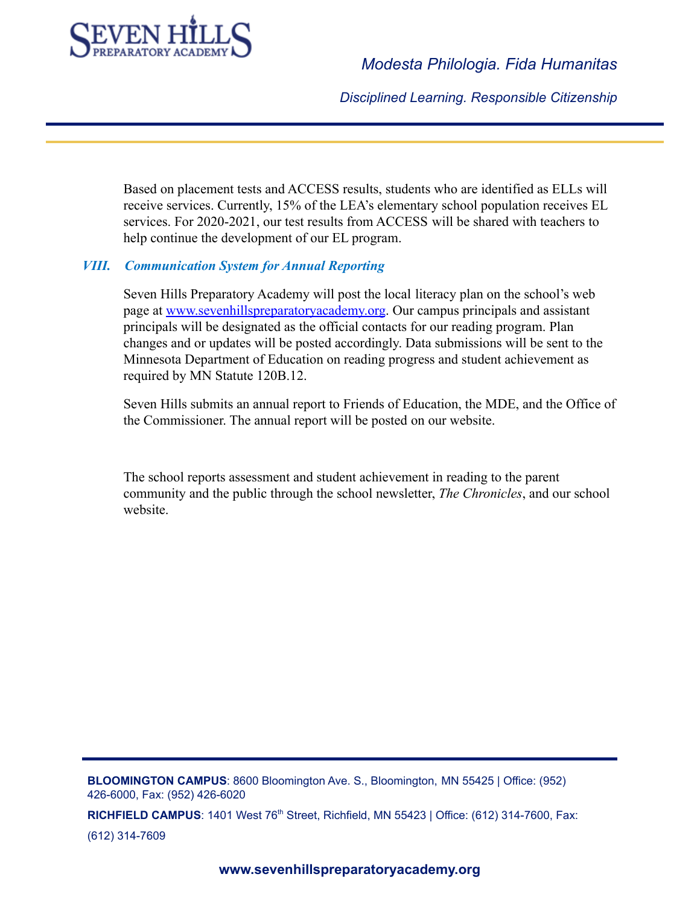Based on placement tests and ACCESS results, students who are identified as ELLs will receive services. Currently, 15% of the LEA's elementary school population receives EL services. For 2020-2021, our test results from ACCESS will be shared with teachers to help continue the development of our EL program.

## *VIII. Communication System for Annual Reporting*

Seven Hills Preparatory Academy will post the local literacy plan on the school's web page at [www.sevenhillspreparatoryacademy.org](http://www.sevenhillspreparatoryacademy.org). Our campus principals and assistant principals will be designated as the official contacts for our reading program. Plan changes and or updates will be posted accordingly. Data submissions will be sent to the Minnesota Department of Education on reading progress and student achievement as required by MN Statute 120B.12.

Seven Hills submits an annual report to Friends of Education, the MDE, and the Office of the Commissioner. The annual report will be posted on our website.

The school reports assessment and student achievement in reading to the parent community and the public through the school newsletter, *The Chronicles*, and our school website.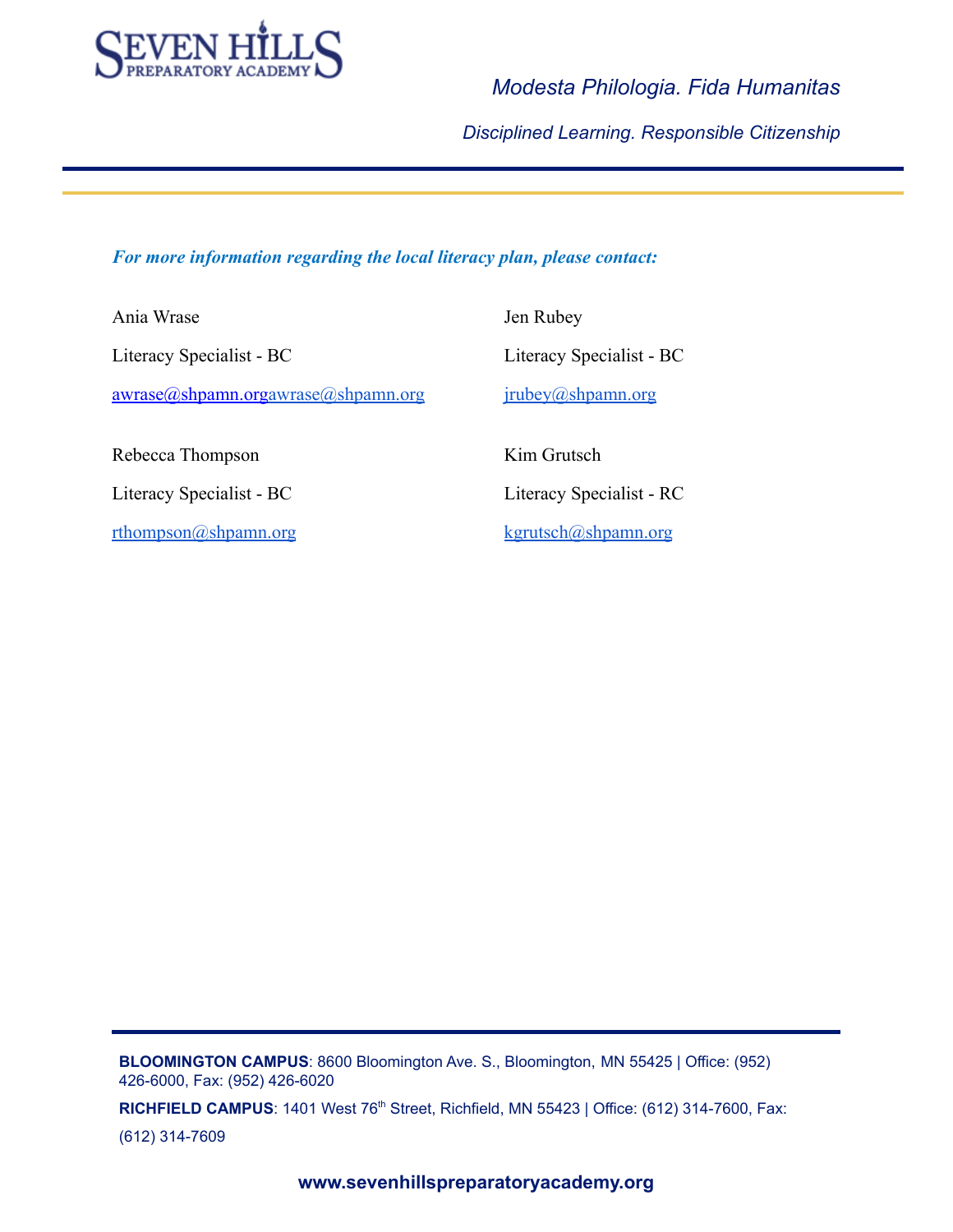*Modesta Philologia. Fida Humanitas*

*Disciplined Learning. Responsible Citizenship*

***For more information regarding the local literacy plan, please contact:***

Ania Wrase

Literacy Specialist - BC

awrase@shpamn.orgawrase@shpamn.org

Jen Rubey

Literacy Specialist - BC

jrubey@shpamn.org

Rebecca Thompson

Literacy Specialist - BC

rthompson@shpamn.org

Kim Grutsch

Literacy Specialist - RC

kgrutsch@shpamn.org

**BLOOMINGTON CAMPUS**: 8600 Bloomington Ave. S., Bloomington, MN 55425 | Office: (952) 426-6000, Fax: (952) 426-6020

**RICHFIELD CAMPUS**: 1401 West 76th Street, Richfield, MN 55423 | Office: (612) 314-7600, Fax: (612) 314-7609

**www.sevenhillspreparatoryacademy.org**